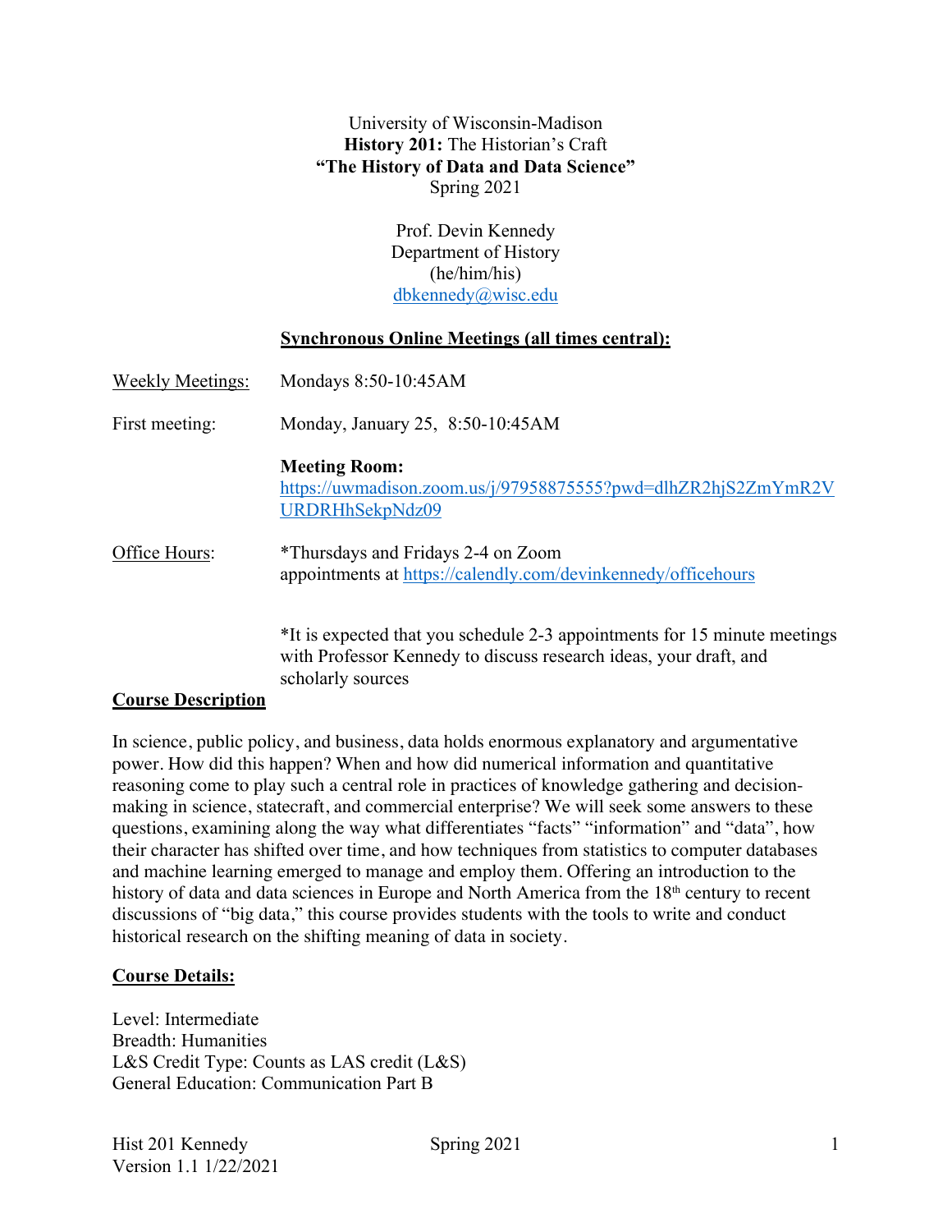University of Wisconsin-Madison
**History 201:** The Historian's Craft
**"The History of Data and Data Science"**
Spring 2021

Prof. Devin Kennedy
Department of History
(he/him/his)
dbkennedy@wisc.edu

**Synchronous Online Meetings (all times central):**

Weekly Meetings: Mondays 8:50-10:45AM

First meeting: Monday, January 25, 8:50-10:45AM

**Meeting Room:**
https://uwmadison.zoom.us/j/97958875555?pwd=dlhZR2hjS2ZmYmR2VURDRHhSekpNdz09

Office Hours: *Thursdays and Fridays 2-4 on Zoom
appointments at https://calendly.com/devinkennedy/officehours

*It is expected that you schedule 2-3 appointments for 15 minute meetings with Professor Kennedy to discuss research ideas, your draft, and scholarly sources

## Course Description

In science, public policy, and business, data holds enormous explanatory and argumentative power. How did this happen? When and how did numerical information and quantitative reasoning come to play such a central role in practices of knowledge gathering and decision-making in science, statecraft, and commercial enterprise? We will seek some answers to these questions, examining along the way what differentiates "facts" "information" and "data", how their character has shifted over time, and how techniques from statistics to computer databases and machine learning emerged to manage and employ them. Offering an introduction to the history of data and data sciences in Europe and North America from the 18th century to recent discussions of "big data," this course provides students with the tools to write and conduct historical research on the shifting meaning of data in society.

## Course Details:

Level: Intermediate
Breadth: Humanities
L&S Credit Type: Counts as LAS credit (L&S)
General Education: Communication Part B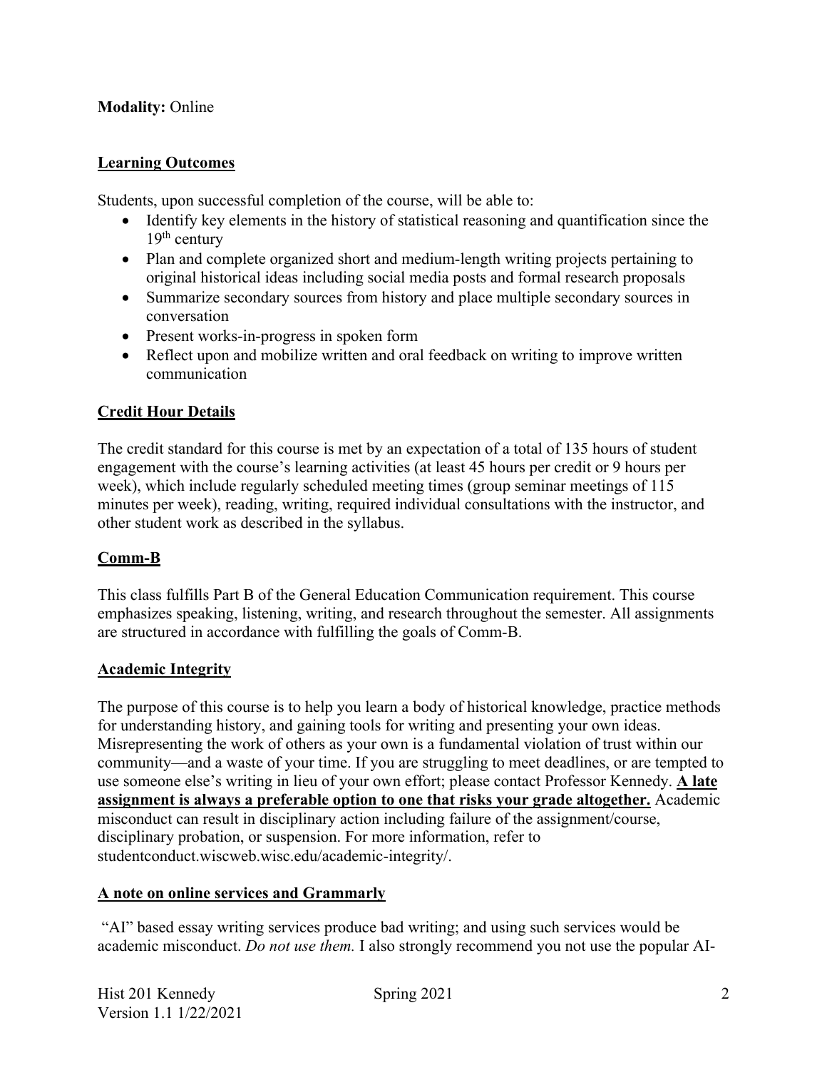**Modality:** Online

## Learning Outcomes

Students, upon successful completion of the course, will be able to:

- Identify key elements in the history of statistical reasoning and quantification since the 19th century
- Plan and complete organized short and medium-length writing projects pertaining to original historical ideas including social media posts and formal research proposals
- Summarize secondary sources from history and place multiple secondary sources in conversation
- Present works-in-progress in spoken form
- Reflect upon and mobilize written and oral feedback on writing to improve written communication

## Credit Hour Details

The credit standard for this course is met by an expectation of a total of 135 hours of student engagement with the course's learning activities (at least 45 hours per credit or 9 hours per week), which include regularly scheduled meeting times (group seminar meetings of 115 minutes per week), reading, writing, required individual consultations with the instructor, and other student work as described in the syllabus.

## Comm-B

This class fulfills Part B of the General Education Communication requirement. This course emphasizes speaking, listening, writing, and research throughout the semester. All assignments are structured in accordance with fulfilling the goals of Comm-B.

## Academic Integrity

The purpose of this course is to help you learn a body of historical knowledge, practice methods for understanding history, and gaining tools for writing and presenting your own ideas. Misrepresenting the work of others as your own is a fundamental violation of trust within our community—and a waste of your time. If you are struggling to meet deadlines, or are tempted to use someone else's writing in lieu of your own effort; please contact Professor Kennedy. **A late assignment is always a preferable option to one that risks your grade altogether.** Academic misconduct can result in disciplinary action including failure of the assignment/course, disciplinary probation, or suspension. For more information, refer to studentconduct.wiscweb.wisc.edu/academic-integrity/.

## A note on online services and Grammarly

"AI" based essay writing services produce bad writing; and using such services would be academic misconduct. *Do not use them.* I also strongly recommend you not use the popular AI-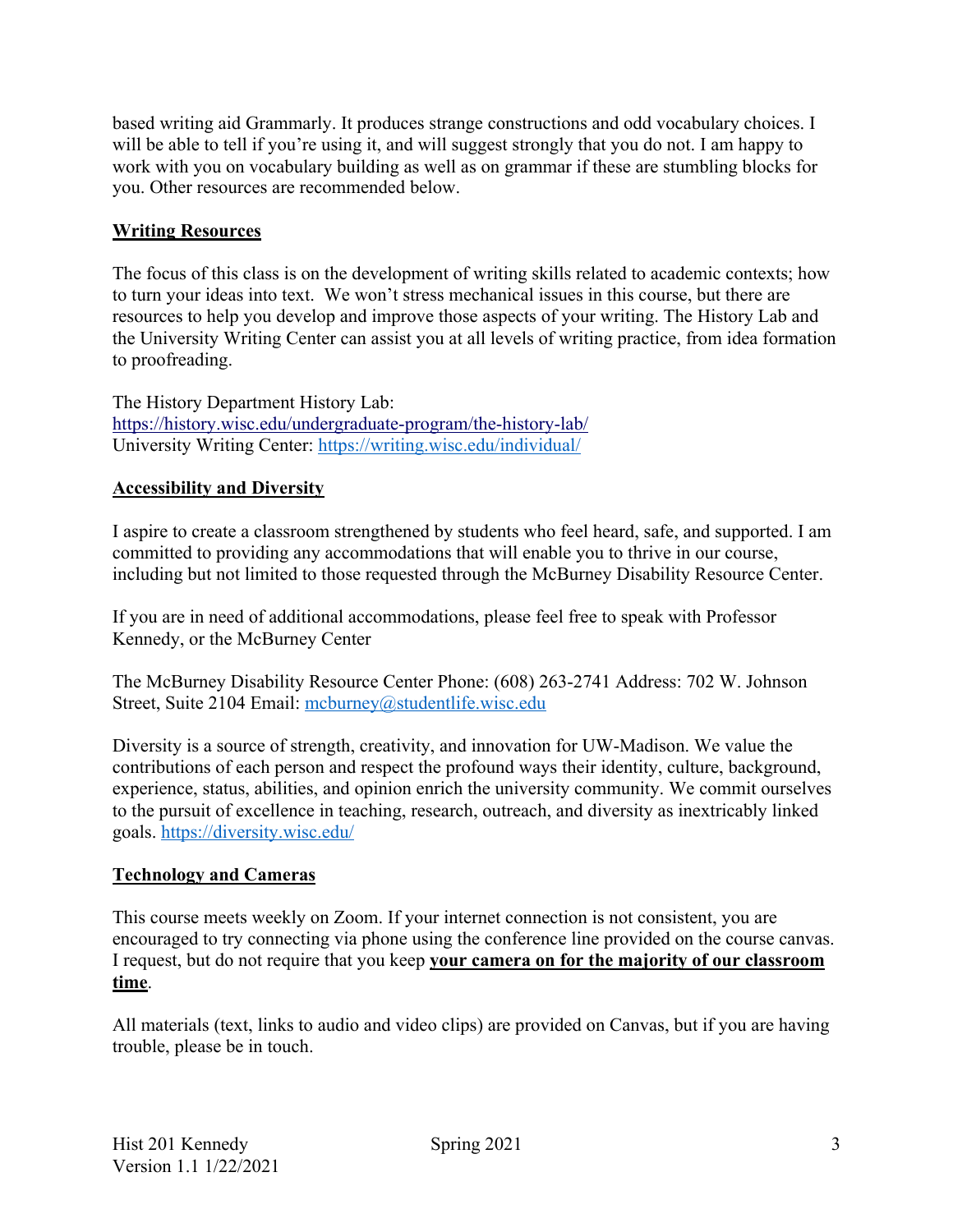based writing aid Grammarly. It produces strange constructions and odd vocabulary choices. I will be able to tell if you're using it, and will suggest strongly that you do not. I am happy to work with you on vocabulary building as well as on grammar if these are stumbling blocks for you. Other resources are recommended below.

## Writing Resources

The focus of this class is on the development of writing skills related to academic contexts; how to turn your ideas into text. We won't stress mechanical issues in this course, but there are resources to help you develop and improve those aspects of your writing. The History Lab and the University Writing Center can assist you at all levels of writing practice, from idea formation to proofreading.

The History Department History Lab:
https://history.wisc.edu/undergraduate-program/the-history-lab/
University Writing Center: https://writing.wisc.edu/individual/

## Accessibility and Diversity

I aspire to create a classroom strengthened by students who feel heard, safe, and supported. I am committed to providing any accommodations that will enable you to thrive in our course, including but not limited to those requested through the McBurney Disability Resource Center.

If you are in need of additional accommodations, please feel free to speak with Professor Kennedy, or the McBurney Center

The McBurney Disability Resource Center Phone: (608) 263-2741 Address: 702 W. Johnson Street, Suite 2104 Email: mcburney@studentlife.wisc.edu

Diversity is a source of strength, creativity, and innovation for UW-Madison. We value the contributions of each person and respect the profound ways their identity, culture, background, experience, status, abilities, and opinion enrich the university community. We commit ourselves to the pursuit of excellence in teaching, research, outreach, and diversity as inextricably linked goals. https://diversity.wisc.edu/

## Technology and Cameras

This course meets weekly on Zoom. If your internet connection is not consistent, you are encouraged to try connecting via phone using the conference line provided on the course canvas. I request, but do not require that you keep **your camera on for the majority of our classroom time**.

All materials (text, links to audio and video clips) are provided on Canvas, but if you are having trouble, please be in touch.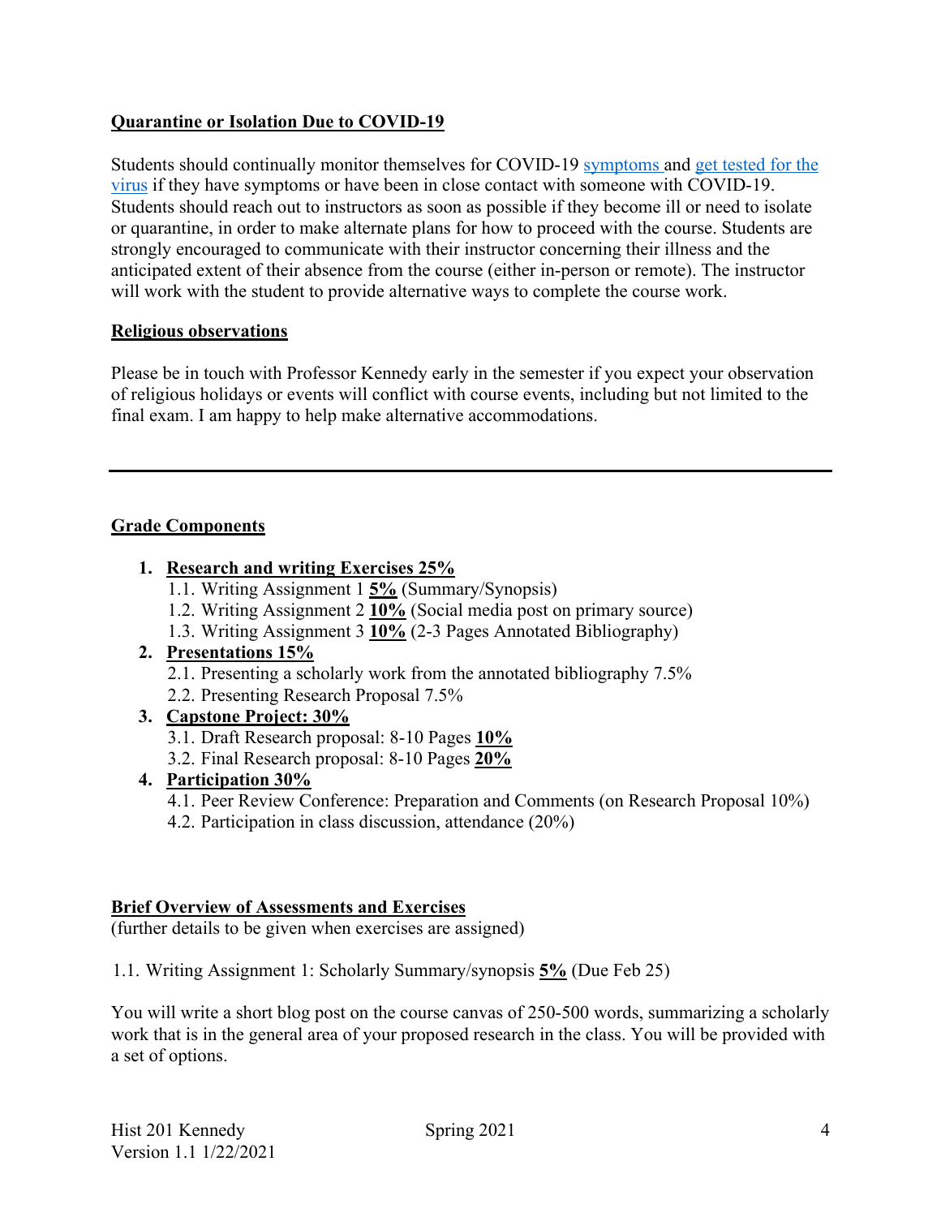**Quarantine or Isolation Due to COVID-19**

Students should continually monitor themselves for COVID-19 [symptoms](#) and [get tested for the virus](#) if they have symptoms or have been in close contact with someone with COVID-19. Students should reach out to instructors as soon as possible if they become ill or need to isolate or quarantine, in order to make alternate plans for how to proceed with the course. Students are strongly encouraged to communicate with their instructor concerning their illness and the anticipated extent of their absence from the course (either in-person or remote). The instructor will work with the student to provide alternative ways to complete the course work.

**Religious observations**

Please be in touch with Professor Kennedy early in the semester if you expect your observation of religious holidays or events will conflict with course events, including but not limited to the final exam. I am happy to help make alternative accommodations.

---

**Grade Components**

1. **Research and writing Exercises 25%**
   1.1. Writing Assignment 1 **5%** (Summary/Synopsis)
   1.2. Writing Assignment 2 **10%** (Social media post on primary source)
   1.3. Writing Assignment 3 **10%** (2-3 Pages Annotated Bibliography)
2. **Presentations 15%**
   2.1. Presenting a scholarly work from the annotated bibliography 7.5%
   2.2. Presenting Research Proposal 7.5%
3. **Capstone Project: 30%**
   3.1. Draft Research proposal: 8-10 Pages **10%**
   3.2. Final Research proposal: 8-10 Pages **20%**
4. **Participation 30%**
   4.1. Peer Review Conference: Preparation and Comments (on Research Proposal 10%)
   4.2. Participation in class discussion, attendance (20%)

**Brief Overview of Assessments and Exercises**
(further details to be given when exercises are assigned)

1.1. Writing Assignment 1: Scholarly Summary/synopsis **5%** (Due Feb 25)

You will write a short blog post on the course canvas of 250-500 words, summarizing a scholarly work that is in the general area of your proposed research in the class. You will be provided with a set of options.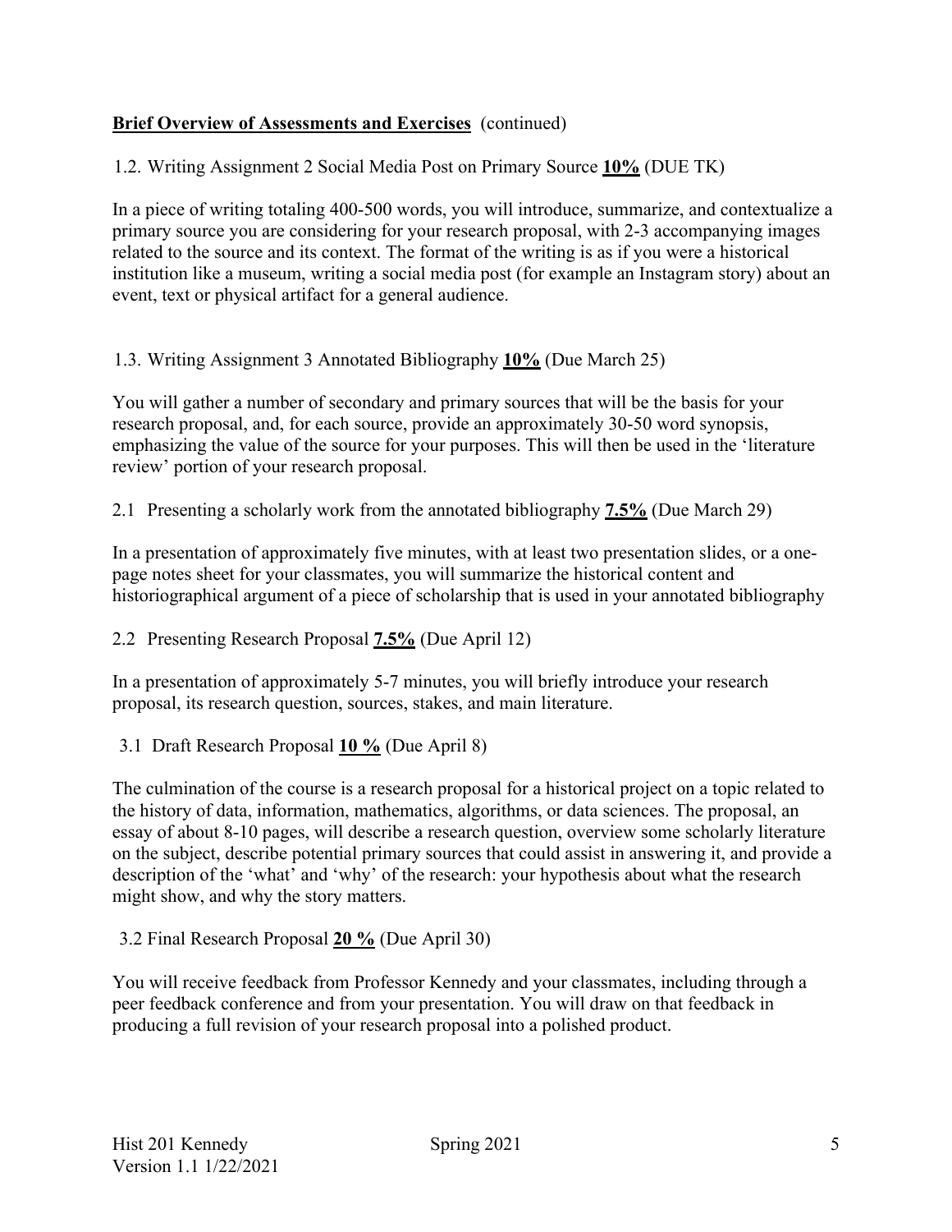**Brief Overview of Assessments and Exercises** (continued)

1.2. Writing Assignment 2 Social Media Post on Primary Source **10%** (DUE TK)

In a piece of writing totaling 400-500 words, you will introduce, summarize, and contextualize a primary source you are considering for your research proposal, with 2-3 accompanying images related to the source and its context. The format of the writing is as if you were a historical institution like a museum, writing a social media post (for example an Instagram story) about an event, text or physical artifact for a general audience.

1.3. Writing Assignment 3 Annotated Bibliography **10%** (Due March 25)

You will gather a number of secondary and primary sources that will be the basis for your research proposal, and, for each source, provide an approximately 30-50 word synopsis, emphasizing the value of the source for your purposes. This will then be used in the 'literature review' portion of your research proposal.

2.1 Presenting a scholarly work from the annotated bibliography **7.5%** (Due March 29)

In a presentation of approximately five minutes, with at least two presentation slides, or a one-page notes sheet for your classmates, you will summarize the historical content and historiographical argument of a piece of scholarship that is used in your annotated bibliography

2.2 Presenting Research Proposal **7.5%** (Due April 12)

In a presentation of approximately 5-7 minutes, you will briefly introduce your research proposal, its research question, sources, stakes, and main literature.

3.1 Draft Research Proposal **10 %** (Due April 8)

The culmination of the course is a research proposal for a historical project on a topic related to the history of data, information, mathematics, algorithms, or data sciences. The proposal, an essay of about 8-10 pages, will describe a research question, overview some scholarly literature on the subject, describe potential primary sources that could assist in answering it, and provide a description of the 'what' and 'why' of the research: your hypothesis about what the research might show, and why the story matters.

3.2 Final Research Proposal **20 %** (Due April 30)

You will receive feedback from Professor Kennedy and your classmates, including through a peer feedback conference and from your presentation. You will draw on that feedback in producing a full revision of your research proposal into a polished product.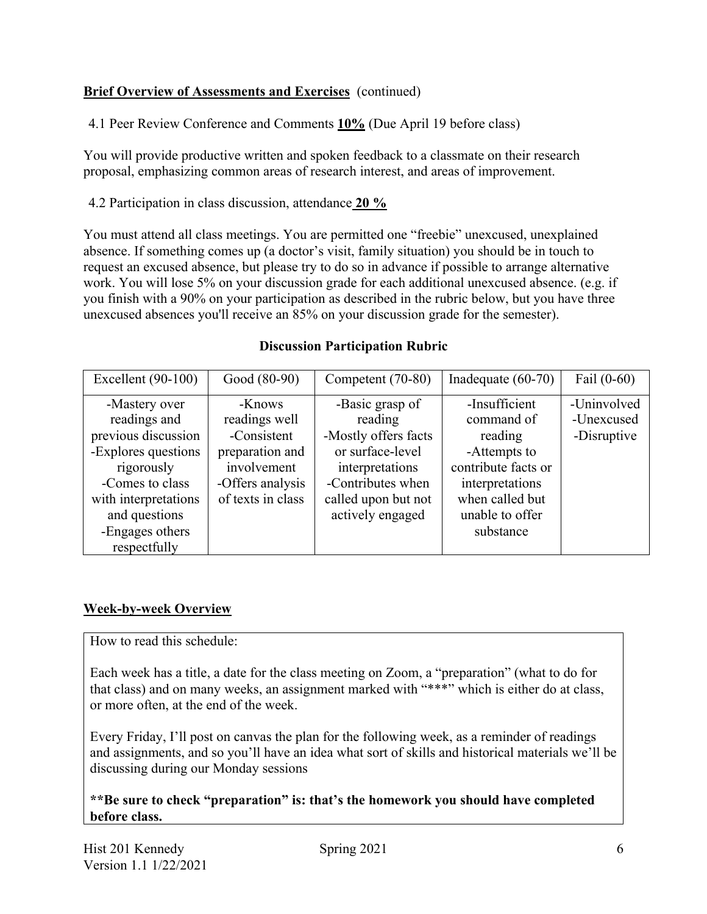**Brief Overview of Assessments and Exercises** (continued)

4.1 Peer Review Conference and Comments **10%** (Due April 19 before class)

You will provide productive written and spoken feedback to a classmate on their research proposal, emphasizing common areas of research interest, and areas of improvement.

4.2 Participation in class discussion, attendance **20 %**

You must attend all class meetings. You are permitted one "freebie" unexcused, unexplained absence. If something comes up (a doctor's visit, family situation) you should be in touch to request an excused absence, but please try to do so in advance if possible to arrange alternative work. You will lose 5% on your discussion grade for each additional unexcused absence. (e.g. if you finish with a 90% on your participation as described in the rubric below, but you have three unexcused absences you'll receive an 85% on your discussion grade for the semester).

**Discussion Participation Rubric**

| Excellent (90-100) | Good (80-90) | Competent (70-80) | Inadequate (60-70) | Fail (0-60) |
|---|---|---|---|---|
| -Mastery over readings and previous discussion<br>-Explores questions rigorously<br>-Comes to class with interpretations and questions<br>-Engages others respectfully | -Knows readings well<br>-Consistent preparation and involvement<br>-Offers analysis of texts in class | -Basic grasp of reading<br>-Mostly offers facts or surface-level interpretations<br>-Contributes when called upon but not actively engaged | -Insufficient command of reading<br>-Attempts to contribute facts or interpretations when called but unable to offer substance | -Uninvolved<br>-Unexcused<br>-Disruptive |

**Week-by-week Overview**

How to read this schedule:

Each week has a title, a date for the class meeting on Zoom, a "preparation" (what to do for that class) and on many weeks, an assignment marked with "***" which is either do at class, or more often, at the end of the week.

Every Friday, I'll post on canvas the plan for the following week, as a reminder of readings and assignments, and so you'll have an idea what sort of skills and historical materials we'll be discussing during our Monday sessions

**\*\*Be sure to check "preparation" is: that's the homework you should have completed before class.**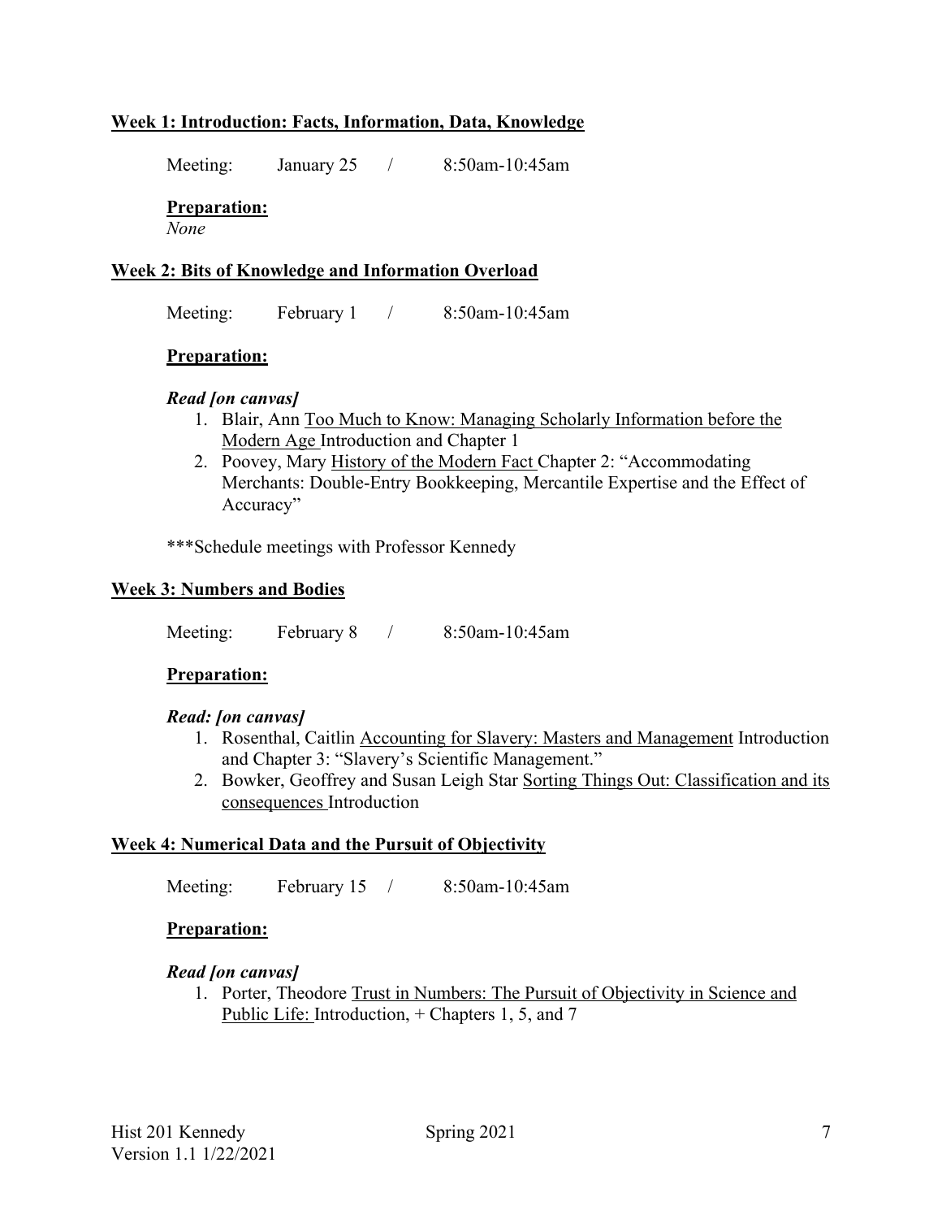## Week 1: Introduction: Facts, Information, Data, Knowledge

Meeting: January 25 / 8:50am-10:45am

**Preparation:**

*None*

## Week 2: Bits of Knowledge and Information Overload

Meeting: February 1 / 8:50am-10:45am

**Preparation:**

***Read [on canvas]***

1. Blair, Ann Too Much to Know: Managing Scholarly Information before the Modern Age Introduction and Chapter 1
2. Poovey, Mary History of the Modern Fact Chapter 2: "Accommodating Merchants: Double-Entry Bookkeeping, Mercantile Expertise and the Effect of Accuracy"

***Schedule meetings with Professor Kennedy

## Week 3: Numbers and Bodies

Meeting: February 8 / 8:50am-10:45am

**Preparation:**

***Read: [on canvas]***

1. Rosenthal, Caitlin Accounting for Slavery: Masters and Management Introduction and Chapter 3: "Slavery's Scientific Management."
2. Bowker, Geoffrey and Susan Leigh Star Sorting Things Out: Classification and its consequences Introduction

## Week 4: Numerical Data and the Pursuit of Objectivity

Meeting: February 15 / 8:50am-10:45am

**Preparation:**

***Read [on canvas]***

1. Porter, Theodore Trust in Numbers: The Pursuit of Objectivity in Science and Public Life: Introduction, + Chapters 1, 5, and 7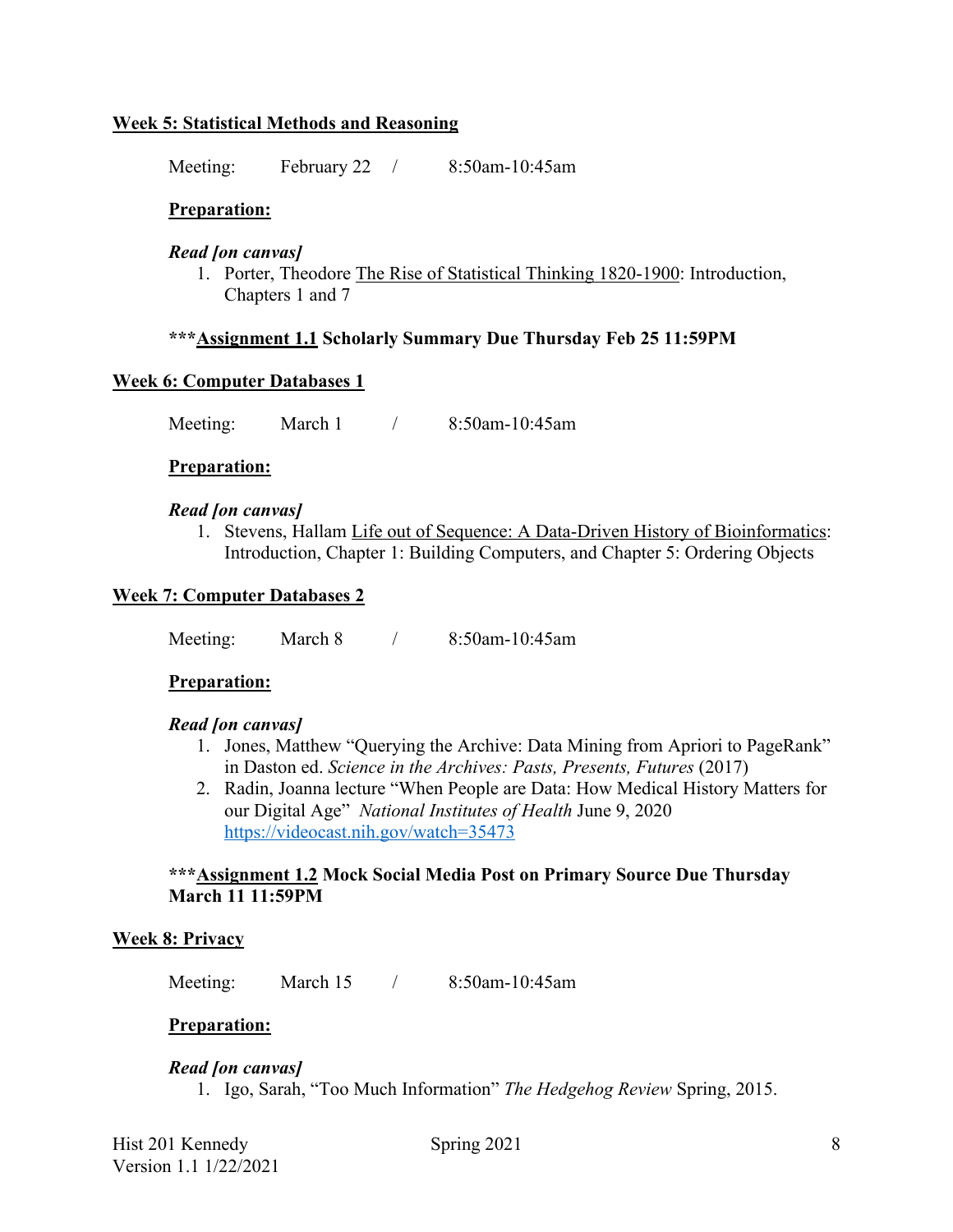**Week 5: Statistical Methods and Reasoning**

Meeting: February 22 / 8:50am-10:45am

**Preparation:**

***Read [on canvas]***

1. Porter, Theodore The Rise of Statistical Thinking 1820-1900: Introduction, Chapters 1 and 7

**\*\*\*Assignment 1.1 Scholarly Summary Due Thursday Feb 25 11:59PM**

**Week 6: Computer Databases 1**

Meeting: March 1 / 8:50am-10:45am

**Preparation:**

***Read [on canvas]***

1. Stevens, Hallam Life out of Sequence: A Data-Driven History of Bioinformatics: Introduction, Chapter 1: Building Computers, and Chapter 5: Ordering Objects

**Week 7: Computer Databases 2**

Meeting: March 8 / 8:50am-10:45am

**Preparation:**

***Read [on canvas]***

1. Jones, Matthew "Querying the Archive: Data Mining from Apriori to PageRank" in Daston ed. *Science in the Archives: Pasts, Presents, Futures* (2017)
2. Radin, Joanna lecture "When People are Data: How Medical History Matters for our Digital Age" *National Institutes of Health* June 9, 2020 https://videocast.nih.gov/watch=35473

**\*\*\*Assignment 1.2 Mock Social Media Post on Primary Source Due Thursday March 11 11:59PM**

**Week 8: Privacy**

Meeting: March 15 / 8:50am-10:45am

**Preparation:**

***Read [on canvas]***

1. Igo, Sarah, "Too Much Information" *The Hedgehog Review* Spring, 2015.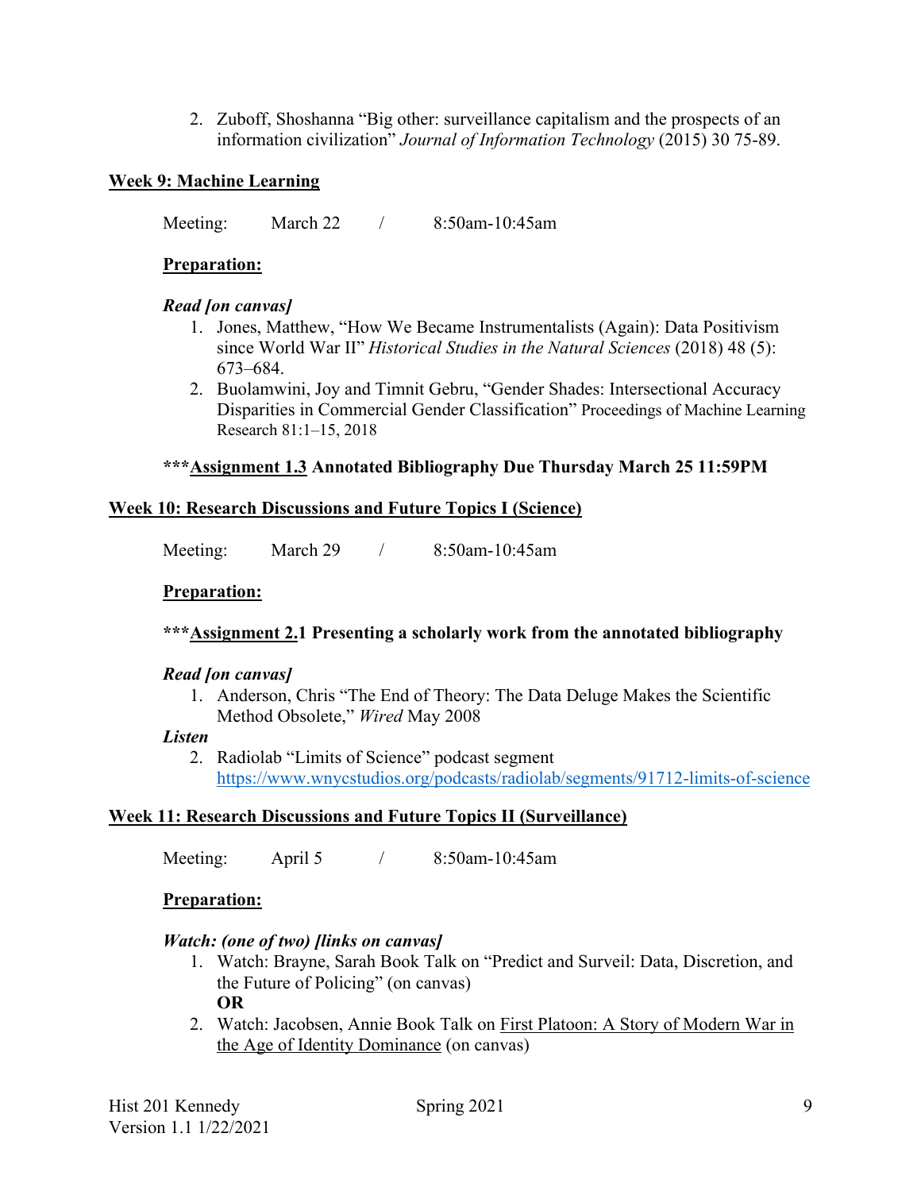2. Zuboff, Shoshanna "Big other: surveillance capitalism and the prospects of an information civilization" *Journal of Information Technology* (2015) 30 75-89.

## Week 9: Machine Learning

Meeting: March 22 / 8:50am-10:45am

**Preparation:**

***Read [on canvas]***

1. Jones, Matthew, "How We Became Instrumentalists (Again): Data Positivism since World War II" *Historical Studies in the Natural Sciences* (2018) 48 (5): 673–684.
2. Buolamwini, Joy and Timnit Gebru, "Gender Shades: Intersectional Accuracy Disparities in Commercial Gender Classification" Proceedings of Machine Learning Research 81:1–15, 2018

**\*\*\*Assignment 1.3 Annotated Bibliography Due Thursday March 25 11:59PM**

## Week 10: Research Discussions and Future Topics I (Science)

Meeting: March 29 / 8:50am-10:45am

**Preparation:**

**\*\*\*Assignment 2.1 Presenting a scholarly work from the annotated bibliography**

***Read [on canvas]***

1. Anderson, Chris "The End of Theory: The Data Deluge Makes the Scientific Method Obsolete," *Wired* May 2008

***Listen***

2. Radiolab "Limits of Science" podcast segment https://www.wnycstudios.org/podcasts/radiolab/segments/91712-limits-of-science

## Week 11: Research Discussions and Future Topics II (Surveillance)

Meeting: April 5 / 8:50am-10:45am

**Preparation:**

***Watch: (one of two) [links on canvas]***

1. Watch: Brayne, Sarah Book Talk on "Predict and Surveil: Data, Discretion, and the Future of Policing" (on canvas)
   **OR**
2. Watch: Jacobsen, Annie Book Talk on First Platoon: A Story of Modern War in the Age of Identity Dominance (on canvas)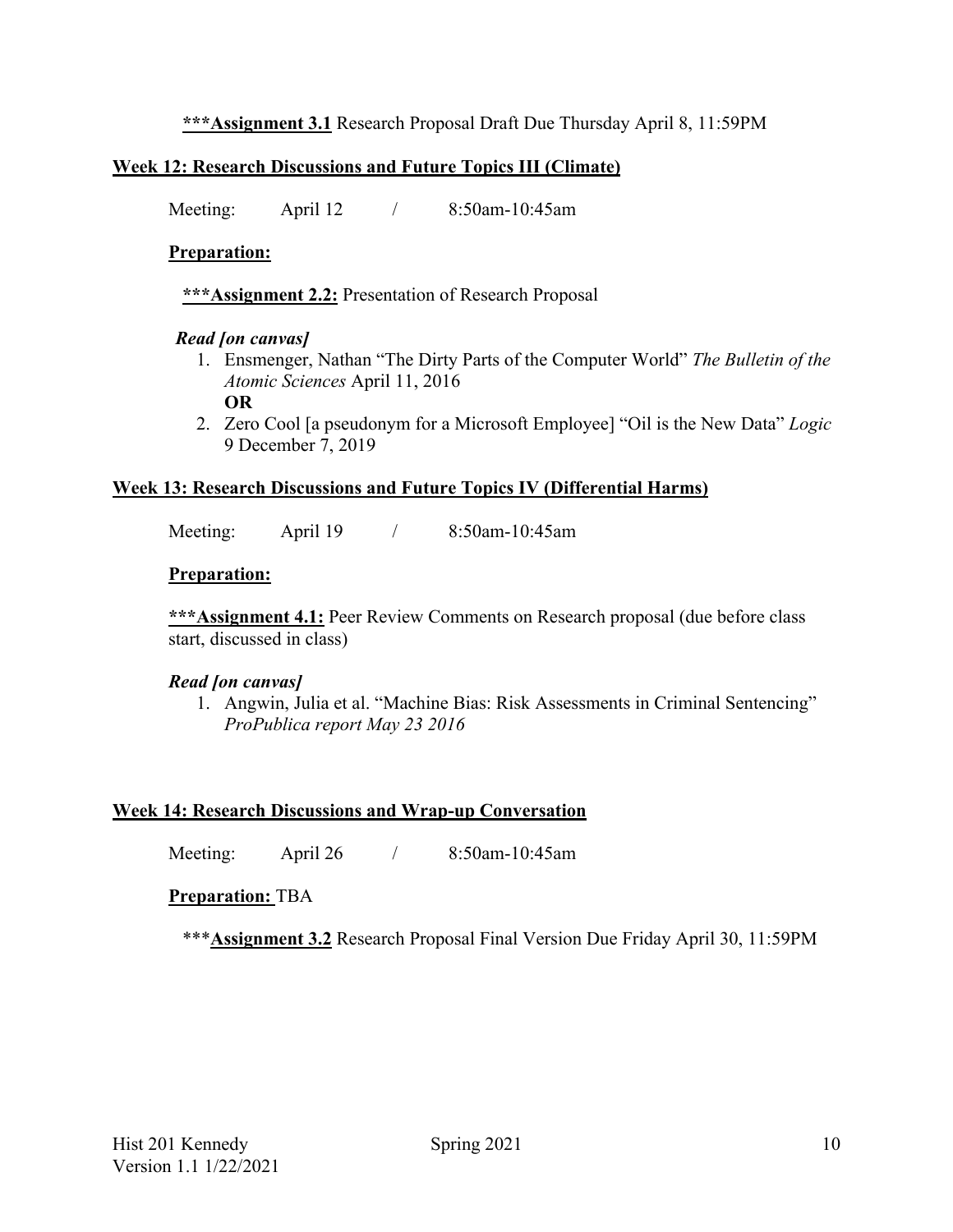**\*\*\*Assignment 3.1** Research Proposal Draft Due Thursday April 8, 11:59PM

**Week 12: Research Discussions and Future Topics III (Climate)**

Meeting: April 12 / 8:50am-10:45am

**Preparation:**

**\*\*\*Assignment 2.2:** Presentation of Research Proposal

***Read [on canvas]***

1. Ensmenger, Nathan "The Dirty Parts of the Computer World" *The Bulletin of the Atomic Sciences* April 11, 2016
   **OR**
2. Zero Cool [a pseudonym for a Microsoft Employee] "Oil is the New Data" *Logic* 9 December 7, 2019

**Week 13: Research Discussions and Future Topics IV (Differential Harms)**

Meeting: April 19 / 8:50am-10:45am

**Preparation:**

**\*\*\*Assignment 4.1:** Peer Review Comments on Research proposal (due before class start, discussed in class)

***Read [on canvas]***

1. Angwin, Julia et al. "Machine Bias: Risk Assessments in Criminal Sentencing" *ProPublica report May 23 2016*

**Week 14: Research Discussions and Wrap-up Conversation**

Meeting: April 26 / 8:50am-10:45am

**Preparation:** TBA

\*\*\***Assignment 3.2** Research Proposal Final Version Due Friday April 30, 11:59PM